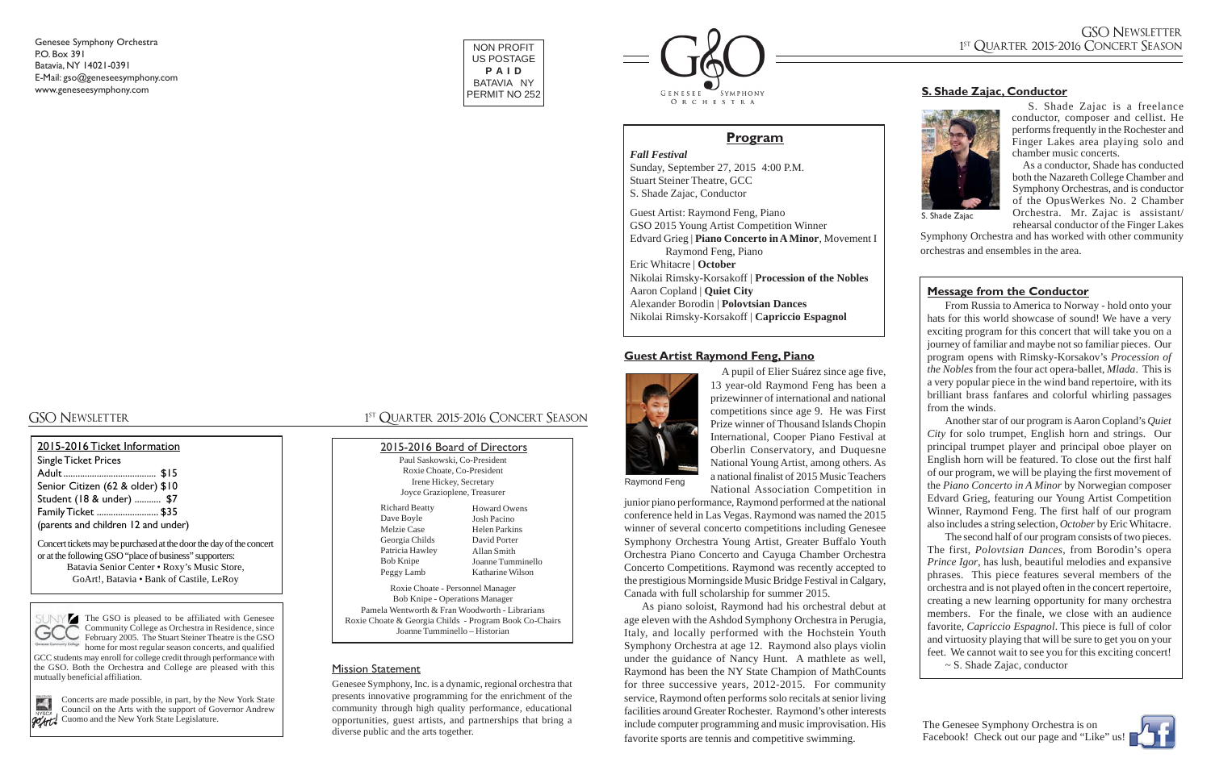Genesee Symphony Orchestra
P.O. Box 391
Batavia, NY 14021-0391
E-Mail: gso@geneseesymphony.com
www.geneseesymphony.com

NON PROFIT
US POSTAGE
**PAID**
BATAVIA NY
PERMIT NO 252

GENESEE SYMPHONY ORCHESTRA

# GSO Newsletter
## 1ST Quarter 2015-2016 Concert Season

## Program

***Fall Festival***
Sunday, September 27, 2015 4:00 P.M.
Stuart Steiner Theatre, GCC
S. Shade Zajac, Conductor

Guest Artist: Raymond Feng, Piano
GSO 2015 Young Artist Competition Winner
Edvard Grieg | **Piano Concerto in A Minor**, Movement I
Raymond Feng, Piano
Eric Whitacre | **October**
Nikolai Rimsky-Korsakoff | **Procession of the Nobles**
Aaron Copland | **Quiet City**
Alexander Borodin | **Polovtsian Dances**
Nikolai Rimsky-Korsakoff | **Capriccio Espagnol**

## S. Shade Zajac, Conductor

S. Shade Zajac

S. Shade Zajac is a freelance conductor, composer and cellist. He performs frequently in the Rochester and Finger Lakes area playing solo and chamber music concerts.

As a conductor, Shade has conducted both the Nazareth College Chamber and Symphony Orchestras, and is conductor of the OpusWerkes No. 2 Chamber Orchestra. Mr. Zajac is assistant/rehearsal conductor of the Finger Lakes Symphony Orchestra and has worked with other community orchestras and ensembles in the area.

## Guest Artist Raymond Feng, Piano

Raymond Feng

A pupil of Elier Suárez since age five, 13 year-old Raymond Feng has been a prizewinner of international and national competitions since age 9. He was First Prize winner of Thousand Islands Chopin International, Cooper Piano Festival at Oberlin Conservatory, and Duquesne National Young Artist, among others. As a national finalist of 2015 Music Teachers National Association Competition in junior piano performance, Raymond performed at the national conference held in Las Vegas. Raymond was named the 2015 winner of several concerto competitions including Genesee Symphony Orchestra Young Artist, Greater Buffalo Youth Orchestra Piano Concerto and Cayuga Chamber Orchestra Concerto Competitions. Raymond was recently accepted to the prestigious Morningside Music Bridge Festival in Calgary, Canada with full scholarship for summer 2015.

As piano soloist, Raymond had his orchestral debut at age eleven with the Ashdod Symphony Orchestra in Perugia, Italy, and locally performed with the Hochstein Youth Symphony Orchestra at age 12. Raymond also plays violin under the guidance of Nancy Hunt. A mathlete as well, Raymond has been the NY State Champion of MathCounts for three successive years, 2012-2015. For community service, Raymond often performs solo recitals at senior living facilities around Greater Rochester. Raymond's other interests include computer programming and music improvisation. His favorite sports are tennis and competitive swimming.

## Message from the Conductor

From Russia to America to Norway - hold onto your hats for this world showcase of sound! We have a very exciting program for this concert that will take you on a journey of familiar and maybe not so familiar pieces. Our program opens with Rimsky-Korsakov's *Procession of the Nobles* from the four act opera-ballet, *Mlada*. This is a very popular piece in the wind band repertoire, with its brilliant brass fanfares and colorful whirling passages from the winds.

Another star of our program is Aaron Copland's *Quiet City* for solo trumpet, English horn and strings. Our principal trumpet player and principal oboe player on English horn will be featured. To close out the first half of our program, we will be playing the first movement of the *Piano Concerto in A Minor* by Norwegian composer Edvard Grieg, featuring our Young Artist Competition Winner, Raymond Feng. The first half of our program also includes a string selection, *October* by Eric Whitacre.

The second half of our program consists of two pieces. The first, *Polovtsian Dances*, from Borodin's opera *Prince Igor*, has lush, beautiful melodies and expansive phrases. This piece features several members of the orchestra and is not played often in the concert repertoire, creating a new learning opportunity for many orchestra members. For the finale, we close with an audience favorite, *Capriccio Espagnol*. This piece is full of color and virtuosity playing that will be sure to get you on your feet. We cannot wait to see you for this exciting concert!

~ S. Shade Zajac, conductor

The Genesee Symphony Orchestra is on Facebook! Check out our page and "Like" us!

## 2015-2016 Ticket Information

Single Ticket Prices
Adult ........................................ $15
Senior Citizen (62 & older) $10
Student (18 & under) ........... $7
Family Ticket .......................... $35
(parents and children 12 and under)

Concert tickets may be purchased at the door the day of the concert or at the following GSO "place of business" supporters:
Batavia Senior Center • Roxy's Music Store,
GoArt!, Batavia • Bank of Castile, LeRoy

The GSO is pleased to be affiliated with Genesee Community College as Orchestra in Residence, since February 2005. The Stuart Steiner Theatre is the GSO home for most regular season concerts, and qualified GCC students may enroll for college credit through performance with the GSO. Both the Orchestra and College are pleased with this mutually beneficial affiliation.

Concerts are made possible, in part, by the New York State Council on the Arts with the support of Governor Andrew Cuomo and the New York State Legislature.

## 2015-2016 Board of Directors

Paul Saskowski, Co-President
Roxie Choate, Co-President
Irene Hickey, Secretary
Joyce Grazioplene, Treasurer

| | |
|---|---|
| Richard Beatty | Howard Owens |
| Dave Boyle | Josh Pacino |
| Melzie Case | Helen Parkins |
| Georgia Childs | David Porter |
| Patricia Hawley | Allan Smith |
| Bob Knipe | Joanne Tumminello |
| Peggy Lamb | Katharine Wilson |

Roxie Choate - Personnel Manager
Bob Knipe - Operations Manager
Pamela Wentworth & Fran Woodworth - Librarians
Roxie Choate & Georgia Childs - Program Book Co-Chairs
Joanne Tumminello – Historian

## Mission Statement

Genesee Symphony, Inc. is a dynamic, regional orchestra that presents innovative programming for the enrichment of the community through high quality performance, educational opportunities, guest artists, and partnerships that bring a diverse public and the arts together.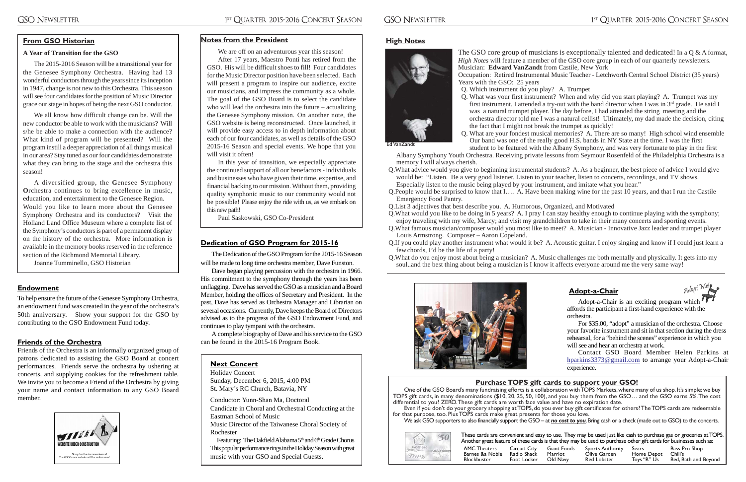## From GSO Historian

**A Year of Transition for the GSO**

The 2015-2016 Season will be a transitional year for the Genesee Symphony Orchestra. Having had 13 wonderful conductors through the years since its inception in 1947, change is not new to this Orchestra. This season will see four candidates for the position of Music Director grace our stage in hopes of being the next GSO conductor.

We all know how difficult change can be. Will the new conductor be able to work with the musicians? Will s/he be able to make a connection with the audience? What kind of program will be presented? Will the program instill a deeper appreciation of all things musical in our area? Stay tuned as our four candidates demonstrate what they can bring to the stage and the orchestra this season!

A diversified group, the **G**enesee **S**ymphony **O**rchestra continues to bring excellence in music, education, and entertainment to the Genesee Region. Would you like to learn more about the Genesee Symphony Orchestra and its conductors? Visit the Holland Land Office Museum where a complete list of the Symphony's conductors is part of a permanent display on the history of the orchestra. More information is available in the memory books reserved in the reference section of the Richmond Memorial Library.

Joanne Tumminello, GSO Historian

## Endowment

To help ensure the future of the Genesee Symphony Orchestra, an endowment fund was created in the year of the orchestra's 50th anniversary. Show your support for the GSO by contributing to the GSO Endowment Fund today.

## Friends of the Orchestra

Friends of the Orchestra is an informally organized group of patrons dedicated to assisting the GSO Board at concert performances. Friends serve the orchestra by ushering at concerts, and supplying cookies for the refreshment table. We invite you to become a Friend of the Orchestra by giving your name and contact information to any GSO Board member.

WEBSITE UNDER CONSTRUCTION

Sorry for the inconvenience!
The GSO's new website will be online soon!

## Notes from the President

We are off on an adventurous year this season!

After 17 years, Maestro Ponti has retired from the GSO. His will be difficult shoes to fill! Four candidates for the Music Director position have been selected. Each will present a program to inspire our audience, excite our musicians, and impress the community as a whole. The goal of the GSO Board is to select the candidate who will lead the orchestra into the future – actualizing the Genesee Symphony mission. On another note, the GSO website is being reconstructed. Once launched, it will provide easy access to in depth information about each of our four candidates, as well as details of the GSO 2015-16 Season and special events. We hope that you will visit it often!

In this year of transition, we especially appreciate the continued support of all our benefactors - individuals and businesses who have given their time, expertise, and financial backing to our mission. Without them, providing quality symphonic music to our community would not be possible! Please enjoy the ride with us, as we embark on this new path!

Paul Saskowski, GSO Co-President

## Dedication of GSO Program for 2015-16

The Dedication of the GSO Program for the 2015-16 Season will be made to long time orchestra member, Dave Funston.

Dave began playing percussion with the orchestra in 1966. His commitment to the symphony through the years has been unflagging. Dave has served the GSO as a musician and a Board Member, holding the offices of Secretary and President. In the past, Dave has served as Orchestra Manager and Librarian on several occasions. Currently, Dave keeps the Board of Directors advised as to the progress of the GSO Endowment Fund, and continues to play tympani with the orchestra.

A complete biography of Dave and his service to the GSO can be found in the 2015-16 Program Book.

## Next Concert

Holiday Concert
Sunday, December 6, 2015, 4:00 PM
St. Mary's RC Church, Batavia, NY

Conductor: Yunn-Shan Ma, Doctoral
Candidate in Choral and Orchestral Conducting at the Eastman School of Music
Music Director of the Taiwanese Choral Society of Rochester

Featuring: The Oakfield Alabama 5th and 6th Grade Chorus
This popular performance rings in the Holiday Season with great music with your GSO and Special Guests.

## High Notes

Ed VanZandt

The GSO core group of musicians is exceptionally talented and dedicated! In a Q & A format, *High Notes* will feature a member of the GSO core group in each of our quarterly newsletters.

Musician: **Edward VanZandt** from Castile, New York

Occupation: Retired Instrumental Music Teacher - Letchworth Central School District (35 years)

Years with the GSO: 25 years

Q. Which instrument do you play? A. Trumpet

Q. What was your first instrument? When and why did you start playing? A. Trumpet was my first instrument. I attended a try-out with the band director when I was in 3rd grade. He said I was a natural trumpet player. The day before, I had attended the string meeting and the orchestra director told me I was a natural cellist! Ultimately, my dad made the decision, citing the fact that I might not break the trumpet as quickly!

Q. What are your fondest musical memories? A. There are so many! High school wind ensemble Our band was one of the really good H.S. bands in NY State at the time. I was the first student to be featured with the Albany Symphony, and was very fortunate to play in the first Albany Symphony Youth Orchestra. Receiving private lessons from Seymour Rosenfeld of the Philadelphia Orchestra is a memory I will always cherish.

Q. What advice would you give to beginning instrumental students? A. As a beginner, the best piece of advice I would give would be: "Listen. Be a very good listener. Listen to your teacher, listen to concerts, recordings, and TV shows. Especially listen to the music being played by your instrument, and imitate what you hear."

Q. People would be surprised to know that I…. A. Have been making wine for the past 10 years, and that I run the Castile Emergency Food Pantry.

Q. List 3 adjectives that best describe you. A. Humorous, Organized, and Motivated

Q. What would you like to be doing in 5 years? A. I pray I can stay healthy enough to continue playing with the symphony; enjoy traveling with my wife, Marcy; and visit my grandchildren to take in their many concerts and sporting events.

Q. What famous musician/composer would you most like to meet? A. Musician - Innovative Jazz leader and trumpet player Louis Armstrong. Composer – Aaron Copeland.

Q. If you could play another instrument what would it be? A. Acoustic guitar. I enjoy singing and know if I could just learn a few chords, I'd be the life of a party!

Q. What do you enjoy most about being a musician? A. Music challenges me both mentally and physically. It gets into my soul..and the best thing about being a musician is I know it affects everyone around me the very same way!

## Adopt-a-Chair

Adopt Me!

Adopt-a-Chair is an exciting program which affords the participant a first-hand experience with the orchestra.

For $35.00, "adopt" a musician of the orchestra. Choose your favorite instrument and sit in that section during the dress rehearsal, for a "behind the scenes" experience in which you will see and hear an orchestra at work.

Contact GSO Board Member Helen Parkins at hparkins3373@gmail.com to arrange your Adopt-a-Chair experience.

## Purchase TOPS gift cards to support your GSO!

One of the GSO Board's many fundraising efforts is a collaboration with TOPS Markets, where many of us shop. It's simple: we buy TOPS gift cards, in many denominations ($10, 20, 25, 50, 100), and you buy them from the GSO… and the GSO earns 5%. The cost differential to you? ZERO. These gift cards are worth face value and have no expiration date.

Even if you don't do your grocery shopping at TOPS, do you ever buy gift certificates for others? The TOPS cards are redeemable for that purpose, too. Plus TOPS cards make great presents for those you love.

We ask GSO supporters to also financially support the GSO – at ***no cost to you***. Bring cash or a check (made out to GSO) to the concerts.

These cards are convenient and easy to use. They may be used just like cash to purchase gas or groceries at TOPS. Another great feature of these cards is that they may be used to purchase other gift cards for businesses such as:

| | | | | | |
|---|---|---|---|---|---|
| AMC Theaters | Circuit City | Giant Foods | Sports Authority | Sears | Bass Pro Shop |
| Barnes &a Noble | Radio Shack | Marriot | Olive Garden | Home Depot | Chili's |
| Blockbuster | Foot Locker | Old Navy | Red Lobster | Toys "R" Us | Bed, Bath and Beyond |